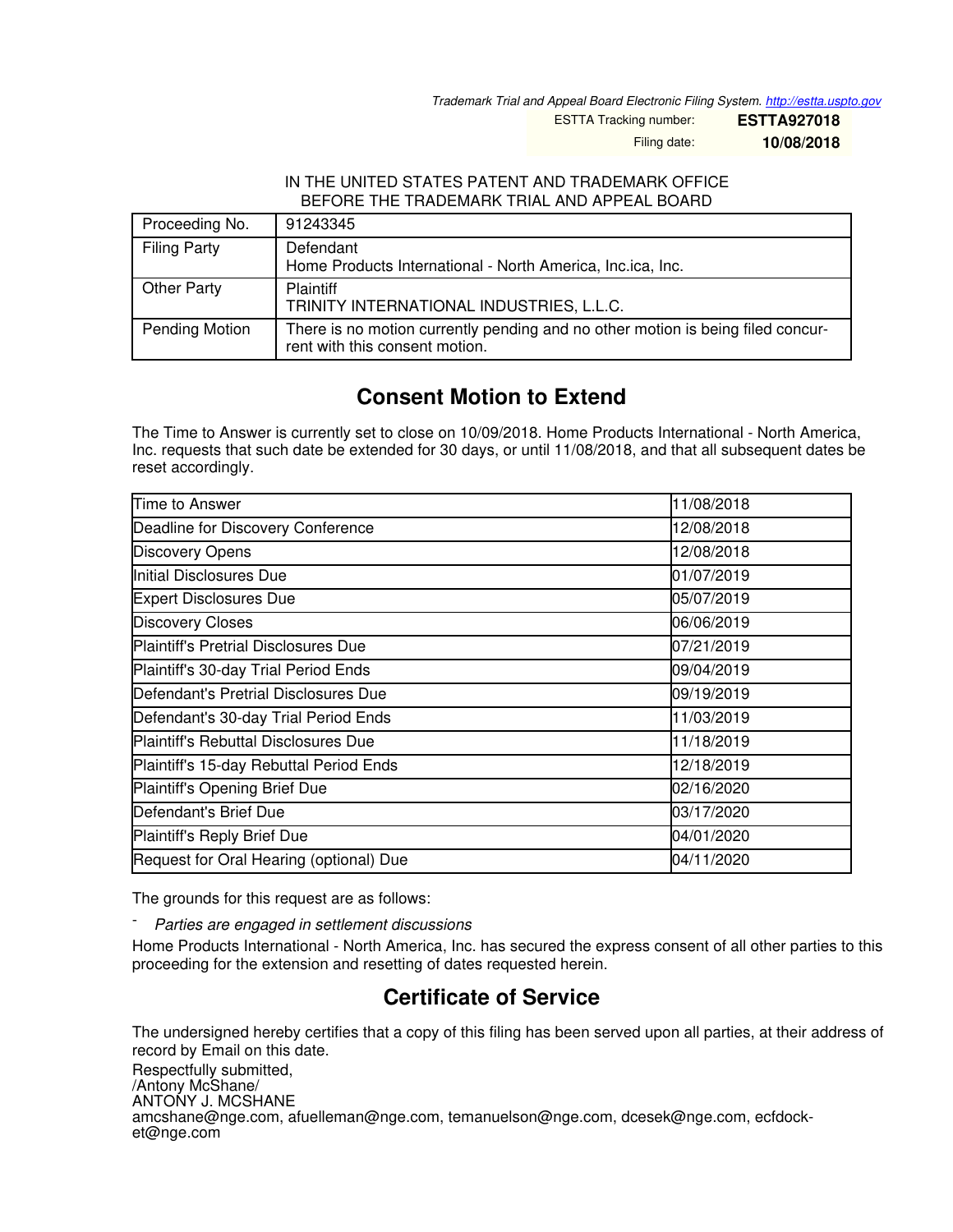Trademark Trial and Appeal Board Electronic Filing System. http://estta.uspto.gov

ESTTA Tracking number: **ESTTA927018**

Filing date: **10/08/2018**

IN THE UNITED STATES PATENT AND TRADEMARK OFFICE
BEFORE THE TRADEMARK TRIAL AND APPEAL BOARD

| Proceeding No. | 91243345 |
|---|---|
| Filing Party | Defendant<br>Home Products International - North America, Inc.ica, Inc. |
| Other Party | Plaintiff<br>TRINITY INTERNATIONAL INDUSTRIES, L.L.C. |
| Pending Motion | There is no motion currently pending and no other motion is being filed concurrent with this consent motion. |

## Consent Motion to Extend

The Time to Answer is currently set to close on 10/09/2018. Home Products International - North America, Inc. requests that such date be extended for 30 days, or until 11/08/2018, and that all subsequent dates be reset accordingly.

| Time to Answer | 11/08/2018 |
|---|---|
| Deadline for Discovery Conference | 12/08/2018 |
| Discovery Opens | 12/08/2018 |
| Initial Disclosures Due | 01/07/2019 |
| Expert Disclosures Due | 05/07/2019 |
| Discovery Closes | 06/06/2019 |
| Plaintiff's Pretrial Disclosures Due | 07/21/2019 |
| Plaintiff's 30-day Trial Period Ends | 09/04/2019 |
| Defendant's Pretrial Disclosures Due | 09/19/2019 |
| Defendant's 30-day Trial Period Ends | 11/03/2019 |
| Plaintiff's Rebuttal Disclosures Due | 11/18/2019 |
| Plaintiff's 15-day Rebuttal Period Ends | 12/18/2019 |
| Plaintiff's Opening Brief Due | 02/16/2020 |
| Defendant's Brief Due | 03/17/2020 |
| Plaintiff's Reply Brief Due | 04/01/2020 |
| Request for Oral Hearing (optional) Due | 04/11/2020 |

The grounds for this request are as follows:

- *Parties are engaged in settlement discussions*

Home Products International - North America, Inc. has secured the express consent of all other parties to this proceeding for the extension and resetting of dates requested herein.

## Certificate of Service

The undersigned hereby certifies that a copy of this filing has been served upon all parties, at their address of record by Email on this date.

Respectfully submitted,
/Antony McShane/
ANTONY J. MCSHANE
amcshane@nge.com, afuelleman@nge.com, temanuelson@nge.com, dcesek@nge.com, ecfdocket@nge.com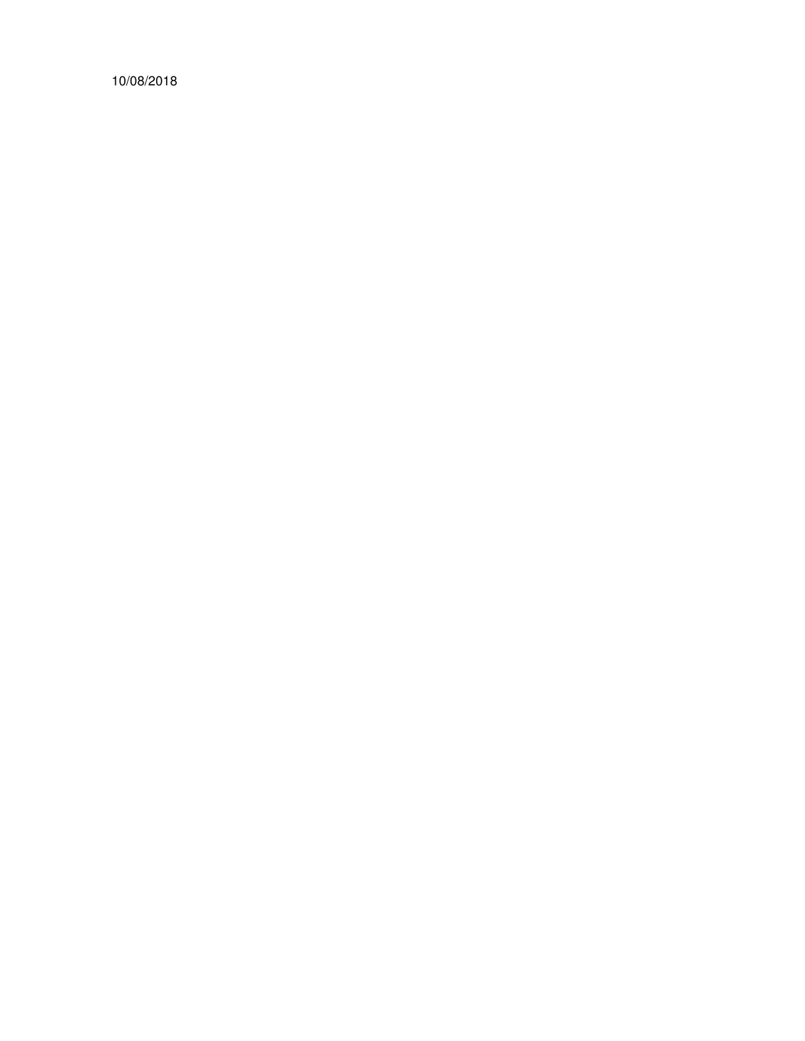10/08/2018